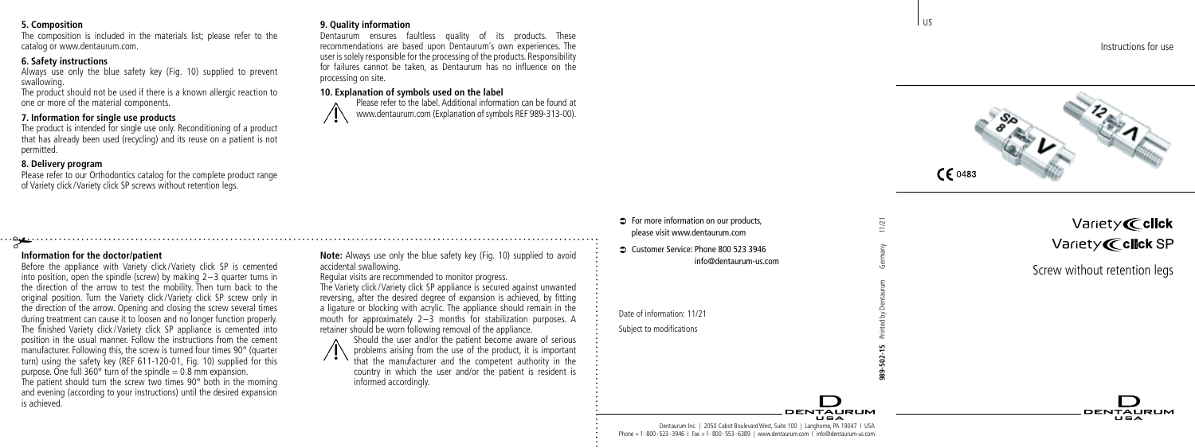US

Instructions for use

0483

# Variety click
# Variety click SP

Screw without retention legs

### 5. Composition

The composition is included in the materials list; please refer to the catalog or www.dentaurum.com.

### 6. Safety instructions

Always use only the blue safety key (Fig. 10) supplied to prevent swallowing.

The product should not be used if there is a known allergic reaction to one or more of the material components.

### 7. Information for single use products

The product is intended for single use only. Reconditioning of a product that has already been used (recycling) and its reuse on a patient is not permitted.

### 8. Delivery program

Please refer to our Orthodontics catalog for the complete product range of Variety click / Variety click SP screws without retention legs.

### 9. Quality information

Dentaurum ensures faultless quality of its products. These recommendations are based upon Dentaurum´s own experiences. The user is solely responsible for the processing of the products. Responsibility for failures cannot be taken, as Dentaurum has no influence on the processing on site.

### 10. Explanation of symbols used on the label

Please refer to the label. Additional information can be found at www.dentaurum.com (Explanation of symbols REF 989-313-00).

### Information for the doctor/patient

Before the appliance with Variety click / Variety click SP is cemented into position, open the spindle (screw) by making 2 – 3 quarter turns in the direction of the arrow to test the mobility. Then turn back to the original position. Turn the Variety click / Variety click SP screw only in the direction of the arrow. Opening and closing the screw several times during treatment can cause it to loosen and no longer function properly. The finished Variety click / Variety click SP appliance is cemented into position in the usual manner. Follow the instructions from the cement manufacturer. Following this, the screw is turned four times 90° (quarter turn) using the safety key (REF 611-120-01, Fig. 10) supplied for this purpose. One full 360° turn of the spindle = 0.8 mm expansion.

The patient should turn the screw two times 90° both in the morning and evening (according to your instructions) until the desired expansion is achieved.

**Note:** Always use only the blue safety key (Fig. 10) supplied to avoid accidental swallowing.

Regular visits are recommended to monitor progress.

The Variety click / Variety click SP appliance is secured against unwanted reversing, after the desired degree of expansion is achieved, by fitting a ligature or blocking with acrylic. The appliance should remain in the mouth for approximately 2 – 3 months for stabilization purposes. A retainer should be worn following removal of the appliance.

Should the user and/or the patient become aware of serious problems arising from the use of the product, it is important that the manufacturer and the competent authority in the country in which the user and/or the patient is resident is informed accordingly.

- For more information on our products, please visit www.dentaurum.com
- Customer Service: Phone 800 523 3946 info@dentaurum-us.com

Date of information: 11/21

Subject to modifications

989-502-15 Printed by Dentaurum Germany 11/21

Dentaurum Inc. | 2050 Cabot Boulevard West, Suite 100 | Langhorne, PA 19047 | USA
Phone + 1-800-523-3946 | Fax + 1-800-553-6389 | www.dentaurum.com | info@dentaurum-us.com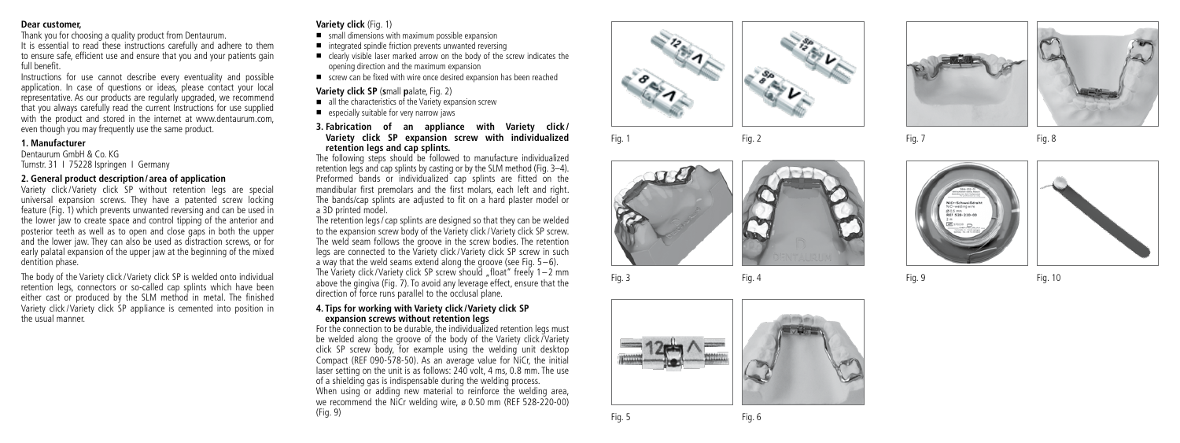**Dear customer,**

Thank you for choosing a quality product from Dentaurum.
It is essential to read these instructions carefully and adhere to them to ensure safe, efficient use and ensure that you and your patients gain full benefit.

Instructions for use cannot describe every eventuality and possible application. In case of questions or ideas, please contact your local representative. As our products are regularly upgraded, we recommend that you always carefully read the current Instructions for use supplied with the product and stored in the internet at www.dentaurum.com, even though you may frequently use the same product.

## 1. Manufacturer

Dentaurum GmbH & Co. KG
Turnstr. 31 | 75228 Ispringen | Germany

## 2. General product description / area of application

Variety click / Variety click SP without retention legs are special universal expansion screws. They have a patented screw locking feature (Fig. 1) which prevents unwanted reversing and can be used in the lower jaw to create space and control tipping of the anterior and posterior teeth as well as to open and close gaps in both the upper and the lower jaw. They can also be used as distraction screws, or for early palatal expansion of the upper jaw at the beginning of the mixed dentition phase.

The body of the Variety click / Variety click SP is welded onto individual retention legs, connectors or so-called cap splints which have been either cast or produced by the SLM method in metal. The finished Variety click / Variety click SP appliance is cemented into position in the usual manner.

**Variety click** (Fig. 1)

- small dimensions with maximum possible expansion
- integrated spindle friction prevents unwanted reversing
- clearly visible laser marked arrow on the body of the screw indicates the opening direction and the maximum expansion
- screw can be fixed with wire once desired expansion has been reached

**Variety click SP** (**s**mall **p**alate, Fig. 2)

- all the characteristics of the Variety expansion screw
- especially suitable for very narrow jaws

## 3. Fabrication of an appliance with Variety click / Variety click SP expansion screw with individualized retention legs and cap splints.

The following steps should be followed to manufacture individualized retention legs and cap splints by casting or by the SLM method (Fig. 3–4). Preformed bands or individualized cap splints are fitted on the mandibular first premolars and the first molars, each left and right. The bands/cap splints are adjusted to fit on a hard plaster model or a 3D printed model.

The retention legs / cap splints are designed so that they can be welded to the expansion screw body of the Variety click / Variety click SP screw. The weld seam follows the groove in the screw bodies. The retention legs are connected to the Variety click / Variety click SP screw in such a way that the weld seams extend along the groove (see Fig. 5 – 6).
The Variety click / Variety click SP screw should „float" freely 1 – 2 mm above the gingiva (Fig. 7). To avoid any leverage effect, ensure that the direction of force runs parallel to the occlusal plane.

## 4. Tips for working with Variety click / Variety click SP expansion screws without retention legs

For the connection to be durable, the individualized retention legs must be welded along the groove of the body of the Variety click / Variety click SP screw body, for example using the welding unit desktop Compact (REF 090-578-50). As an average value for NiCr, the initial laser setting on the unit is as follows: 240 volt, 4 ms, 0.8 mm. The use of a shielding gas is indispensable during the welding process.
When using or adding new material to reinforce the welding area, we recommend the NiCr welding wire, ø 0.50 mm (REF 528-220-00) (Fig. 9)

Fig. 1

Fig. 2

Fig. 3

Fig. 4

Fig. 5

Fig. 6

Fig. 7

Fig. 8

Fig. 9

Fig. 10